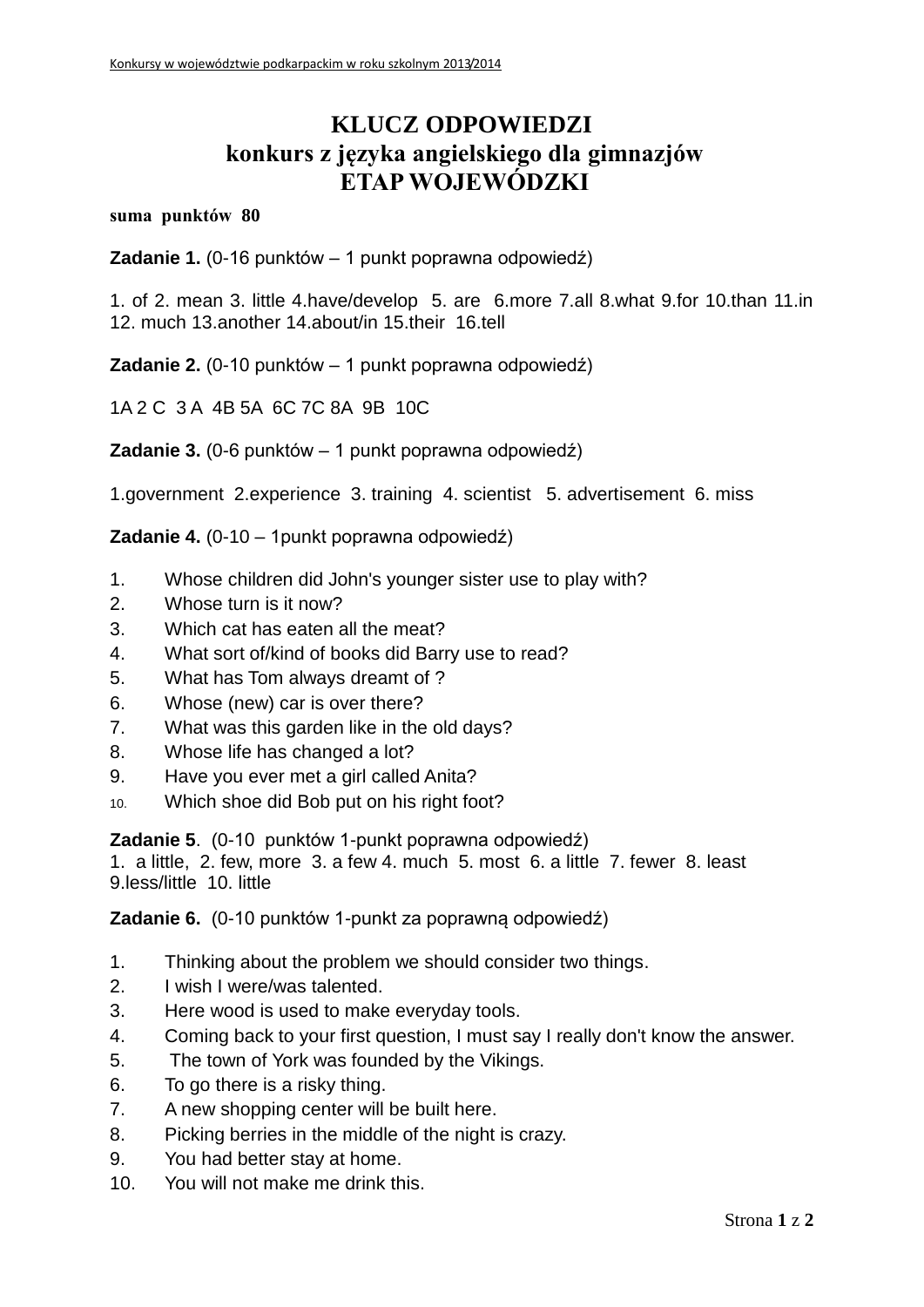# KLUCZ ODPOWIEDZI
# konkurs z języka angielskiego dla gimnazjów
# ETAP WOJEWÓDZKI

**suma punktów 80**

**Zadanie 1.** (0-16 punktów – 1 punkt poprawna odpowiedź)

1. of 2. mean 3. little 4.have/develop 5. are 6.more 7.all 8.what 9.for 10.than 11.in 12. much 13.another 14.about/in 15.their 16.tell

**Zadanie 2.** (0-10 punktów – 1 punkt poprawna odpowiedź)

1A 2 C 3 A 4B 5A 6C 7C 8A 9B 10C

**Zadanie 3.** (0-6 punktów – 1 punkt poprawna odpowiedź)

1.government 2.experience 3. training 4. scientist 5. advertisement 6. miss

**Zadanie 4.** (0-10 – 1punkt poprawna odpowiedź)

1. Whose children did John's younger sister use to play with?
2. Whose turn is it now?
3. Which cat has eaten all the meat?
4. What sort of/kind of books did Barry use to read?
5. What has Tom always dreamt of ?
6. Whose (new) car is over there?
7. What was this garden like in the old days?
8. Whose life has changed a lot?
9. Have you ever met a girl called Anita?
10. Which shoe did Bob put on his right foot?

**Zadanie 5**. (0-10 punktów 1-punkt poprawna odpowiedź)
1. a little, 2. few, more 3. a few 4. much 5. most 6. a little 7. fewer 8. least 9.less/little 10. little

**Zadanie 6.** (0-10 punktów 1-punkt za poprawną odpowiedź)

1. Thinking about the problem we should consider two things.
2. I wish I were/was talented.
3. Here wood is used to make everyday tools.
4. Coming back to your first question, I must say I really don't know the answer.
5. The town of York was founded by the Vikings.
6. To go there is a risky thing.
7. A new shopping center will be built here.
8. Picking berries in the middle of the night is crazy.
9. You had better stay at home.
10. You will not make me drink this.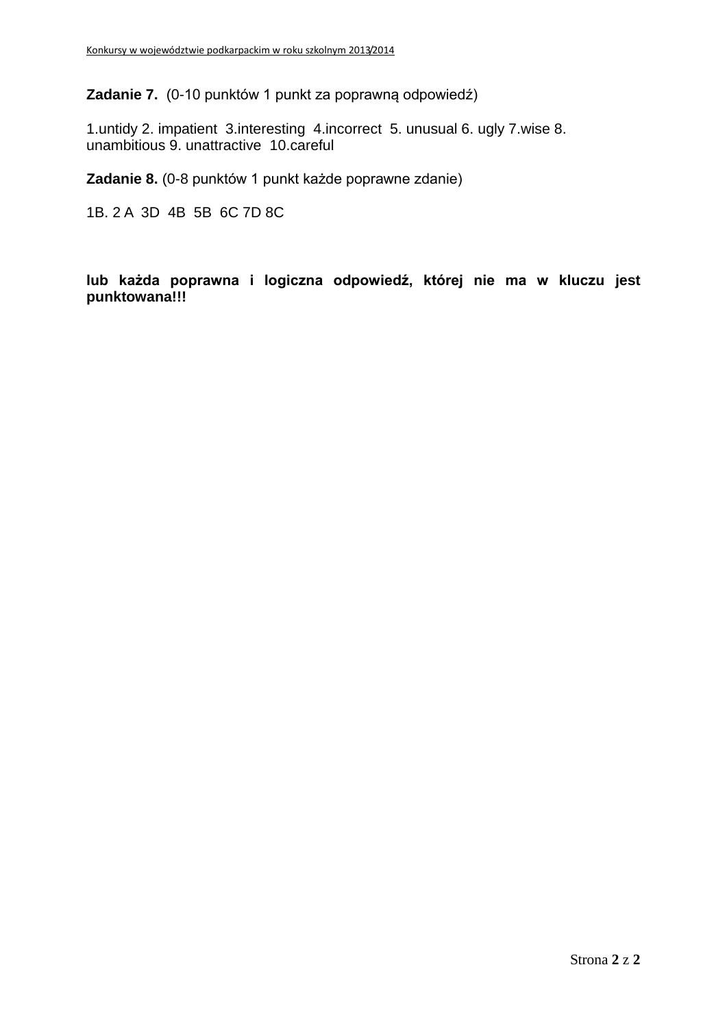**Zadanie 7.** (0-10 punktów 1 punkt za poprawną odpowiedź)

1.untidy 2. impatient 3.interesting 4.incorrect 5. unusual 6. ugly 7.wise 8. unambitious 9. unattractive 10.careful

**Zadanie 8.** (0-8 punktów 1 punkt każde poprawne zdanie)

1B. 2 A 3D 4B 5B 6C 7D 8C

**lub każda poprawna i logiczna odpowiedź, której nie ma w kluczu jest punktowana!!!**